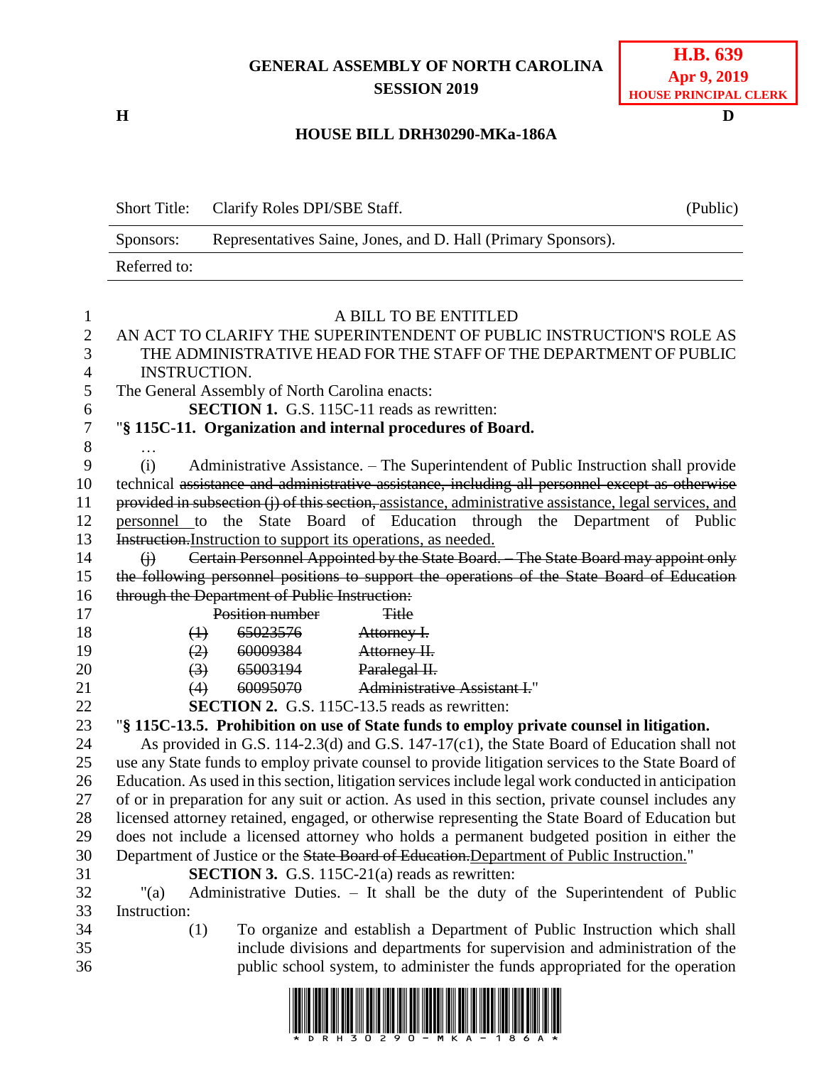GENERAL ASSEMBLY OF NORTH CAROLINA
SESSION 2019

**H.B. 639**
**Apr 9, 2019**
**HOUSE PRINCIPAL CLERK**

H D

**HOUSE BILL DRH30290-MKa-186A**

| Short Title: | Clarify Roles DPI/SBE Staff. | (Public) |
|---|---|---|
| Sponsors: | Representatives Saine, Jones, and D. Hall (Primary Sponsors). | |
| Referred to: | | |

A BILL TO BE ENTITLED

AN ACT TO CLARIFY THE SUPERINTENDENT OF PUBLIC INSTRUCTION'S ROLE AS THE ADMINISTRATIVE HEAD FOR THE STAFF OF THE DEPARTMENT OF PUBLIC INSTRUCTION.

The General Assembly of North Carolina enacts:

**SECTION 1.** G.S. 115C-11 reads as rewritten:

"**§ 115C-11. Organization and internal procedures of Board.**

…

(i) Administrative Assistance. – The Superintendent of Public Instruction shall provide technical ~~assistance and administrative assistance, including all personnel except as otherwise provided in subsection (j) of this section,~~ <u>assistance, administrative assistance, legal services, and personnel</u> to the State Board of Education through the Department of Public ~~Instruction.~~<u>Instruction to support its operations, as needed.</u>

~~(j) Certain Personnel Appointed by the State Board. – The State Board may appoint only the following personnel positions to support the operations of the State Board of Education through the Department of Public Instruction:~~

| | ~~Position number~~ | ~~Title~~ |
|---|---|---|
| ~~(1)~~ | ~~65023576~~ | ~~Attorney I.~~ |
| ~~(2)~~ | ~~60009384~~ | ~~Attorney II.~~ |
| ~~(3)~~ | ~~65003194~~ | ~~Paralegal II.~~ |
| ~~(4)~~ | ~~60095070~~ | ~~Administrative Assistant I.~~" |

**SECTION 2.** G.S. 115C-13.5 reads as rewritten:

"**§ 115C-13.5. Prohibition on use of State funds to employ private counsel in litigation.**

As provided in G.S. 114-2.3(d) and G.S. 147-17(c1), the State Board of Education shall not use any State funds to employ private counsel to provide litigation services to the State Board of Education. As used in this section, litigation services include legal work conducted in anticipation of or in preparation for any suit or action. As used in this section, private counsel includes any licensed attorney retained, engaged, or otherwise representing the State Board of Education but does not include a licensed attorney who holds a permanent budgeted position in either the Department of Justice or the ~~State Board of Education.~~<u>Department of Public Instruction.</u>"

**SECTION 3.** G.S. 115C-21(a) reads as rewritten:

"(a) Administrative Duties. – It shall be the duty of the Superintendent of Public Instruction:

(1) To organize and establish a Department of Public Instruction which shall include divisions and departments for supervision and administration of the public school system, to administer the funds appropriated for the operation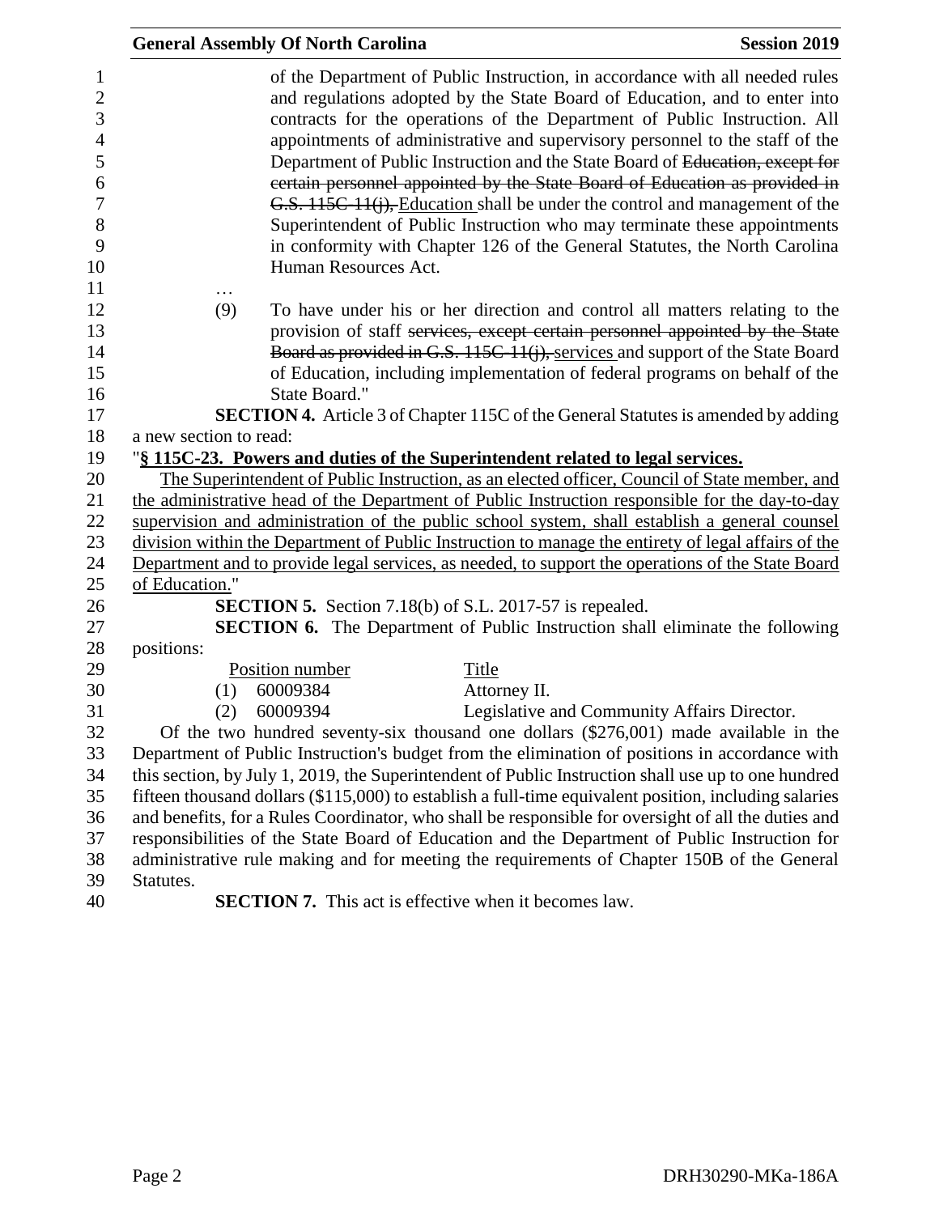of the Department of Public Instruction, in accordance with all needed rules and regulations adopted by the State Board of Education, and to enter into contracts for the operations of the Department of Public Instruction. All appointments of administrative and supervisory personnel to the staff of the Department of Public Instruction and the State Board of ~~Education, except for certain personnel appointed by the State Board of Education as provided in G.S. 115C-11(j),~~ Education shall be under the control and management of the Superintendent of Public Instruction who may terminate these appointments in conformity with Chapter 126 of the General Statutes, the North Carolina Human Resources Act.

…

(9) To have under his or her direction and control all matters relating to the provision of staff ~~services, except certain personnel appointed by the State Board as provided in G.S. 115C-11(j),~~ services and support of the State Board of Education, including implementation of federal programs on behalf of the State Board."

**SECTION 4.** Article 3 of Chapter 115C of the General Statutes is amended by adding a new section to read:

"**§ 115C-23. Powers and duties of the Superintendent related to legal services.**

The Superintendent of Public Instruction, as an elected officer, Council of State member, and the administrative head of the Department of Public Instruction responsible for the day-to-day supervision and administration of the public school system, shall establish a general counsel division within the Department of Public Instruction to manage the entirety of legal affairs of the Department and to provide legal services, as needed, to support the operations of the State Board of Education."

**SECTION 5.** Section 7.18(b) of S.L. 2017-57 is repealed.

**SECTION 6.** The Department of Public Instruction shall eliminate the following positions:

| | Position number | Title |
|---|---|---|
| (1) | 60009384 | Attorney II. |
| (2) | 60009394 | Legislative and Community Affairs Director. |

Of the two hundred seventy-six thousand one dollars ($276,001) made available in the Department of Public Instruction's budget from the elimination of positions in accordance with this section, by July 1, 2019, the Superintendent of Public Instruction shall use up to one hundred fifteen thousand dollars ($115,000) to establish a full-time equivalent position, including salaries and benefits, for a Rules Coordinator, who shall be responsible for oversight of all the duties and responsibilities of the State Board of Education and the Department of Public Instruction for administrative rule making and for meeting the requirements of Chapter 150B of the General Statutes.

**SECTION 7.** This act is effective when it becomes law.